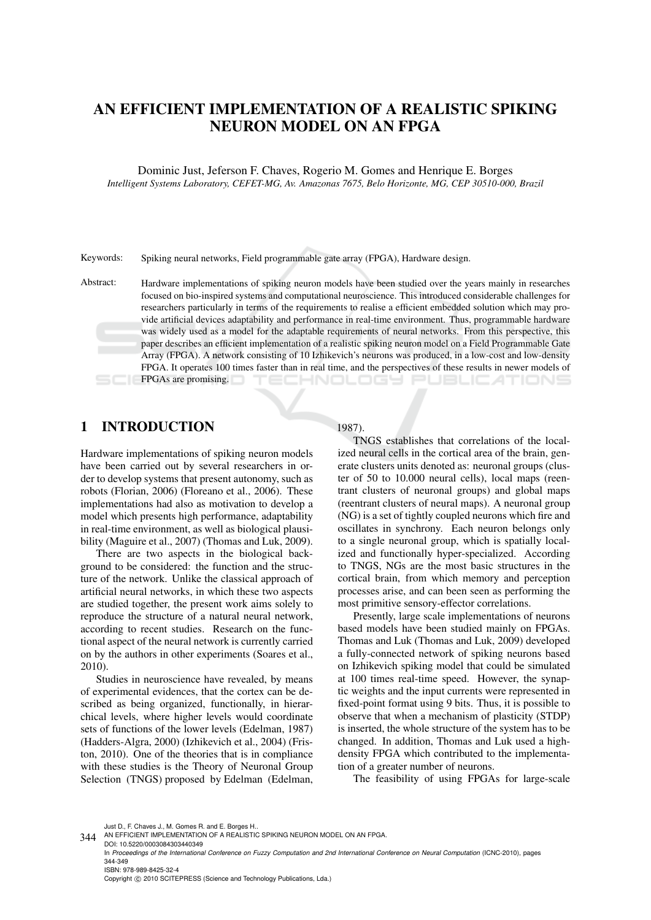# AN EFFICIENT IMPLEMENTATION OF A REALISTIC SPIKING NEURON MODEL ON AN FPGA

Dominic Just, Jeferson F. Chaves, Rogerio M. Gomes and Henrique E. Borges

*Intelligent Systems Laboratory, CEFET-MG, Av. Amazonas 7675, Belo Horizonte, MG, CEP 30510-000, Brazil*

Keywords: Spiking neural networks, Field programmable gate array (FPGA), Hardware design.

Abstract: Hardware implementations of spiking neuron models have been studied over the years mainly in researches focused on bio-inspired systems and computational neuroscience. This introduced considerable challenges for researchers particularly in terms of the requirements to realise a efficient embedded solution which may provide artificial devices adaptability and performance in real-time environment. Thus, programmable hardware was widely used as a model for the adaptable requirements of neural networks. From this perspective, this paper describes an efficient implementation of a realistic spiking neuron model on a Field Programmable Gate Array (FPGA). A network consisting of 10 Izhikevich's neurons was produced, in a low-cost and low-density FPGA. It operates 100 times faster than in real time, and the perspectives of these results in newer models of FPGAs are promising.

## 1 INTRODUCTION

Hardware implementations of spiking neuron models have been carried out by several researchers in order to develop systems that present autonomy, such as robots (Florian, 2006) (Floreano et al., 2006). These implementations had also as motivation to develop a model which presents high performance, adaptability in real-time environment, as well as biological plausibility (Maguire et al., 2007) (Thomas and Luk, 2009).

There are two aspects in the biological background to be considered: the function and the structure of the network. Unlike the classical approach of artificial neural networks, in which these two aspects are studied together, the present work aims solely to reproduce the structure of a natural neural network, according to recent studies. Research on the functional aspect of the neural network is currently carried on by the authors in other experiments (Soares et al., 2010).

Studies in neuroscience have revealed, by means of experimental evidences, that the cortex can be described as being organized, functionally, in hierarchical levels, where higher levels would coordinate sets of functions of the lower levels (Edelman, 1987) (Hadders-Algra, 2000) (Izhikevich et al., 2004) (Friston, 2010). One of the theories that is in compliance with these studies is the Theory of Neuronal Group Selection (TNGS) proposed by Edelman (Edelman, 1987).

TNGS establishes that correlations of the localized neural cells in the cortical area of the brain, generate clusters units denoted as: neuronal groups (cluster of 50 to 10.000 neural cells), local maps (reentrant clusters of neuronal groups) and global maps (reentrant clusters of neural maps). A neuronal group (NG) is a set of tightly coupled neurons which fire and oscillates in synchrony. Each neuron belongs only to a single neuronal group, which is spatially localized and functionally hyper-specialized. According to TNGS, NGs are the most basic structures in the cortical brain, from which memory and perception processes arise, and can been seen as performing the most primitive sensory-effector correlations.

Presently, large scale implementations of neurons based models have been studied mainly on FPGAs. Thomas and Luk (Thomas and Luk, 2009) developed a fully-connected network of spiking neurons based on Izhikevich spiking model that could be simulated at 100 times real-time speed. However, the synaptic weights and the input currents were represented in fixed-point format using 9 bits. Thus, it is possible to observe that when a mechanism of plasticity (STDP) is inserted, the whole structure of the system has to be changed. In addition, Thomas and Luk used a high-density FPGA which contributed to the implementation of a greater number of neurons.

The feasibility of using FPGAs for large-scale

Just D., F. Chaves J., M. Gomes R. and E. Borges H..
AN EFFICIENT IMPLEMENTATION OF A REALISTIC SPIKING NEURON MODEL ON AN FPGA.
DOI: 10.5220/0003084303440349
In *Proceedings of the International Conference on Fuzzy Computation and 2nd International Conference on Neural Computation* (ICNC-2010), pages 344-349
ISBN: 978-989-8425-32-4
Copyright © 2010 SCITEPRESS (Science and Technology Publications, Lda.)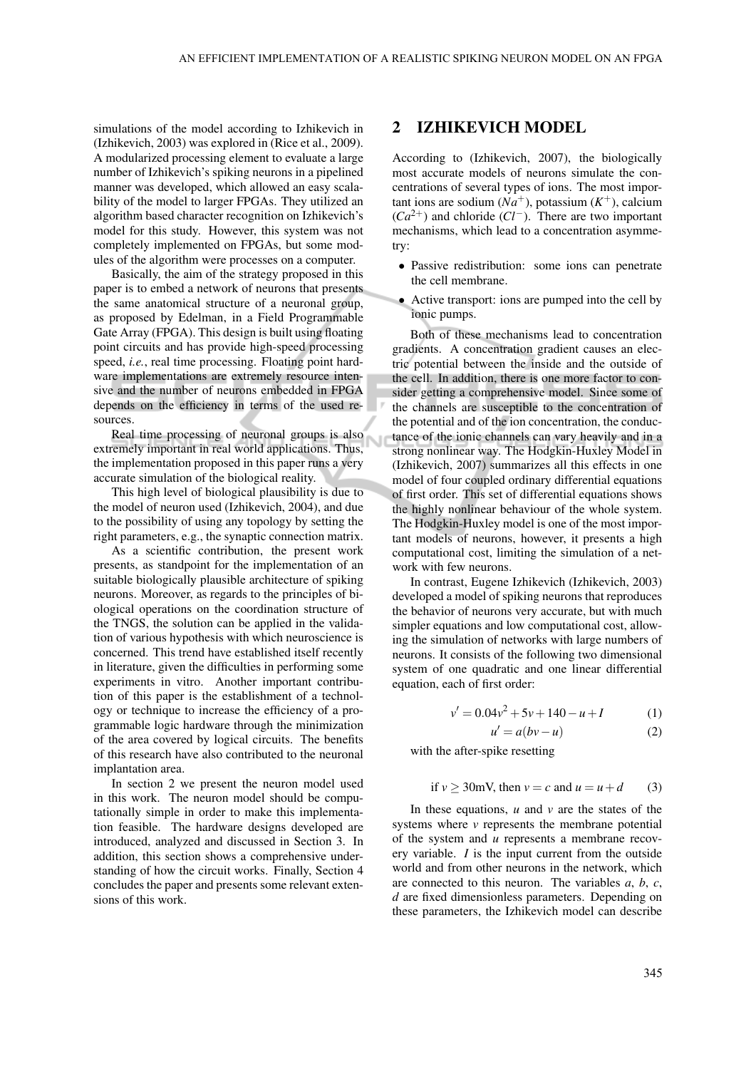simulations of the model according to Izhikevich in (Izhikevich, 2003) was explored in (Rice et al., 2009). A modularized processing element to evaluate a large number of Izhikevich's spiking neurons in a pipelined manner was developed, which allowed an easy scalability of the model to larger FPGAs. They utilized an algorithm based character recognition on Izhikevich's model for this study. However, this system was not completely implemented on FPGAs, but some modules of the algorithm were processes on a computer.

Basically, the aim of the strategy proposed in this paper is to embed a network of neurons that presents the same anatomical structure of a neuronal group, as proposed by Edelman, in a Field Programmable Gate Array (FPGA). This design is built using floating point circuits and has provide high-speed processing speed, *i.e.*, real time processing. Floating point hardware implementations are extremely resource intensive and the number of neurons embedded in FPGA depends on the efficiency in terms of the used resources.

Real time processing of neuronal groups is also extremely important in real world applications. Thus, the implementation proposed in this paper runs a very accurate simulation of the biological reality.

This high level of biological plausibility is due to the model of neuron used (Izhikevich, 2004), and due to the possibility of using any topology by setting the right parameters, e.g., the synaptic connection matrix.

As a scientific contribution, the present work presents, as standpoint for the implementation of an suitable biologically plausible architecture of spiking neurons. Moreover, as regards to the principles of biological operations on the coordination structure of the TNGS, the solution can be applied in the validation of various hypothesis with which neuroscience is concerned. This trend have established itself recently in literature, given the difficulties in performing some experiments in vitro. Another important contribution of this paper is the establishment of a technology or technique to increase the efficiency of a programmable logic hardware through the minimization of the area covered by logical circuits. The benefits of this research have also contributed to the neuronal implantation area.

In section 2 we present the neuron model used in this work. The neuron model should be computationally simple in order to make this implementation feasible. The hardware designs developed are introduced, analyzed and discussed in Section 3. In addition, this section shows a comprehensive understanding of how the circuit works. Finally, Section 4 concludes the paper and presents some relevant extensions of this work.

## 2 IZHIKEVICH MODEL

According to (Izhikevich, 2007), the biologically most accurate models of neurons simulate the concentrations of several types of ions. The most important ions are sodium ($Na^+$), potassium ($K^+$), calcium ($Ca^{2+}$) and chloride ($Cl^-$). There are two important mechanisms, which lead to a concentration asymmetry:

- Passive redistribution: some ions can penetrate the cell membrane.
- Active transport: ions are pumped into the cell by ionic pumps.

Both of these mechanisms lead to concentration gradients. A concentration gradient causes an electric potential between the inside and the outside of the cell. In addition, there is one more factor to consider getting a comprehensive model. Since some of the channels are susceptible to the concentration of the potential and of the ion concentration, the conductance of the ionic channels can vary heavily and in a strong nonlinear way. The Hodgkin-Huxley Model in (Izhikevich, 2007) summarizes all this effects in one model of four coupled ordinary differential equations of first order. This set of differential equations shows the highly nonlinear behaviour of the whole system. The Hodgkin-Huxley model is one of the most important models of neurons, however, it presents a high computational cost, limiting the simulation of a network with few neurons.

In contrast, Eugene Izhikevich (Izhikevich, 2003) developed a model of spiking neurons that reproduces the behavior of neurons very accurate, but with much simpler equations and low computational cost, allowing the simulation of networks with large numbers of neurons. It consists of the following two dimensional system of one quadratic and one linear differential equation, each of first order:

$$v' = 0.04v^2 + 5v + 140 - u + I \tag{1}$$

$$u' = a(bv - u) \tag{2}$$

with the after-spike resetting

$$\text{if } v \geq 30\text{mV, then } v = c \text{ and } u = u + d \tag{3}$$

In these equations, $u$ and $v$ are the states of the systems where $v$ represents the membrane potential of the system and $u$ represents a membrane recovery variable. $I$ is the input current from the outside world and from other neurons in the network, which are connected to this neuron. The variables $a$, $b$, $c$, $d$ are fixed dimensionless parameters. Depending on these parameters, the Izhikevich model can describe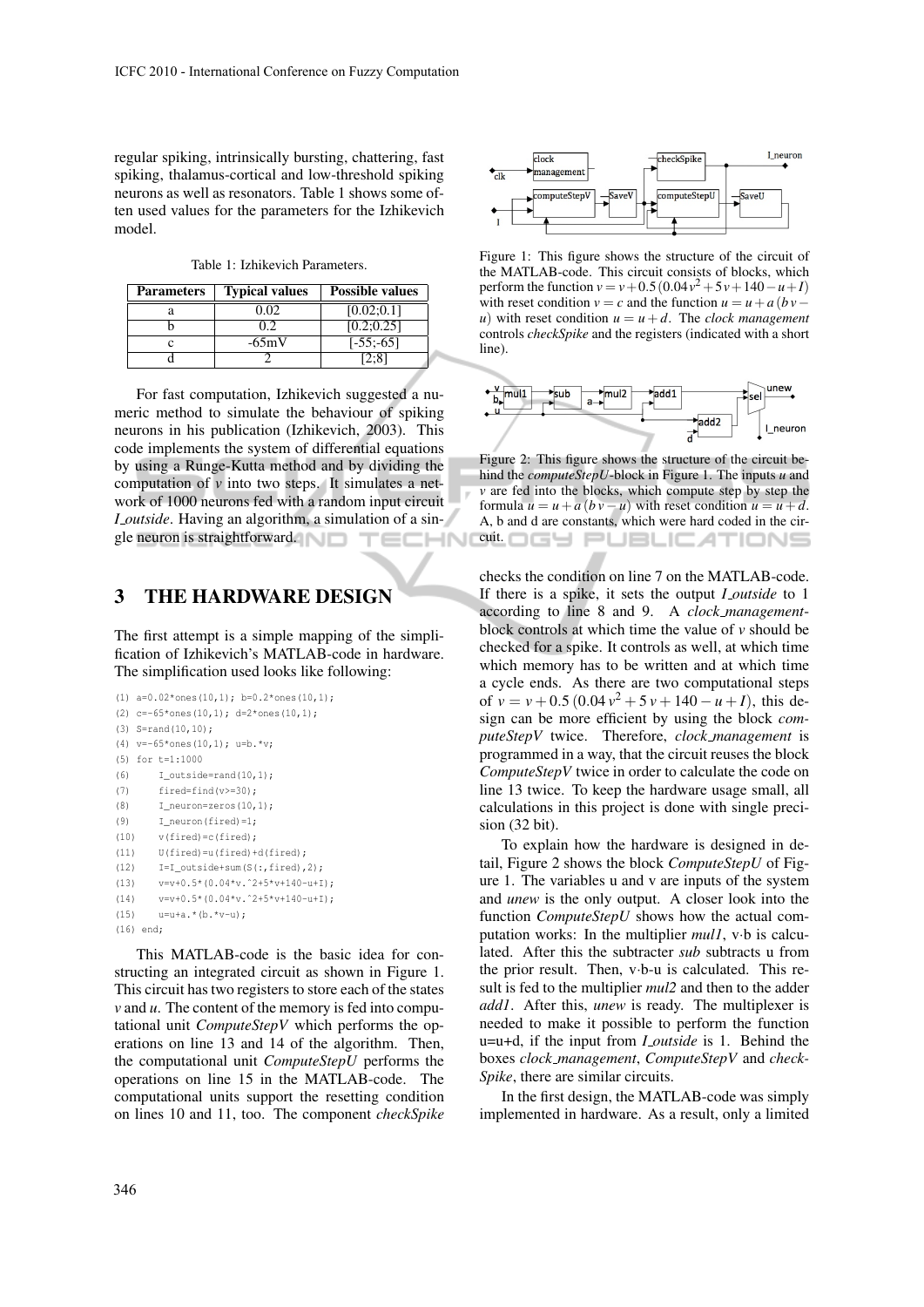regular spiking, intrinsically bursting, chattering, fast spiking, thalamus-cortical and low-threshold spiking neurons as well as resonators. Table 1 shows some often used values for the parameters for the Izhikevich model.

Table 1: Izhikevich Parameters.

| Parameters | Typical values | Possible values |
|---|---|---|
| a | 0.02 | [0.02;0.1] |
| b | 0.2 | [0.2;0.25] |
| c | -65mV | [-55;-65] |
| d | 2 | [2;8] |

For fast computation, Izhikevich suggested a numeric method to simulate the behaviour of spiking neurons in his publication (Izhikevich, 2003). This code implements the system of differential equations by using a Runge-Kutta method and by dividing the computation of $v$ into two steps. It simulates a network of 1000 neurons fed with a random input circuit *I_outside*. Having an algorithm, a simulation of a single neuron is straightforward.

## 3 THE HARDWARE DESIGN

The first attempt is a simple mapping of the simplification of Izhikevich's MATLAB-code in hardware. The simplification used looks like following:

```
(1) a=0.02*ones(10,1); b=0.2*ones(10,1);
(2) c=-65*ones(10,1); d=2*ones(10,1);
(3) S=rand(10,10);
(4) v=-65*ones(10,1); u=b.*v;
(5) for t=1:1000
(6)     I_outside=rand(10,1);
(7)     fired=find(v>=30);
(8)     I_neuron=zeros(10,1);
(9)     I_neuron(fired)=1;
(10)    v(fired)=c(fired);
(11)    U(fired)=u(fired)+d(fired);
(12)    I=I_outside+sum(S(:,fired),2);
(13)    v=v+0.5*(0.04*v.^2+5*v+140-u+I);
(14)    v=v+0.5*(0.04*v.^2+5*v+140-u+I);
(15)    u=u+a.*(b.*v-u);
(16) end;
```

This MATLAB-code is the basic idea for constructing an integrated circuit as shown in Figure 1. This circuit has two registers to store each of the states $v$ and $u$. The content of the memory is fed into computational unit *ComputeStepV* which performs the operations on line 13 and 14 of the algorithm. Then, the computational unit *ComputeStepU* performs the operations on line 15 in the MATLAB-code. The computational units support the resetting condition on lines 10 and 11, too. The component *checkSpike* checks the condition on line 7 on the MATLAB-code. If there is a spike, it sets the output *I_outside* to 1 according to line 8 and 9. A *clock_management*-block controls at which time the value of $v$ should be checked for a spike. It controls as well, at which time which memory has to be written and at which time a cycle ends. As there are two computational steps of $v = v + 0.5\,(0.04\,v^2 + 5\,v + 140 - u + I)$, this design can be more efficient by using the block *computeStepV* twice. Therefore, *clock_management* is programmed in a way, that the circuit reuses the block *ComputeStepV* twice in order to calculate the code on line 13 twice. To keep the hardware usage small, all calculations in this project is done with single precision (32 bit).

Figure 1: This figure shows the structure of the circuit of the MATLAB-code. This circuit consists of blocks, which perform the function $v = v + 0.5\,(0.04\,v^2 + 5\,v + 140 - u + I)$ with reset condition $v = c$ and the function $u = u + a\,(b\,v - u)$ with reset condition $u = u + d$. The *clock management* controls *checkSpike* and the registers (indicated with a short line).

Figure 2: This figure shows the structure of the circuit behind the *computeStepU*-block in Figure 1. The inputs $u$ and $v$ are fed into the blocks, which compute step by step the formula $u = u + a\,(b\,v - u)$ with reset condition $u = u + d$. A, b and d are constants, which were hard coded in the circuit.

To explain how the hardware is designed in detail, Figure 2 shows the block *ComputeStepU* of Figure 1. The variables u and v are inputs of the system and *unew* is the only output. A closer look into the function *ComputeStepU* shows how the actual computation works: In the multiplier *mul1*, v·b is calculated. After this the subtracter *sub* subtracts u from the prior result. Then, v·b-u is calculated. This result is fed to the multiplier *mul2* and then to the adder *add1*. After this, *unew* is ready. The multiplexer is needed to make it possible to perform the function u=u+d, if the input from *I_outside* is 1. Behind the boxes *clock_management*, *ComputeStepV* and *checkSpike*, there are similar circuits.

In the first design, the MATLAB-code was simply implemented in hardware. As a result, only a limited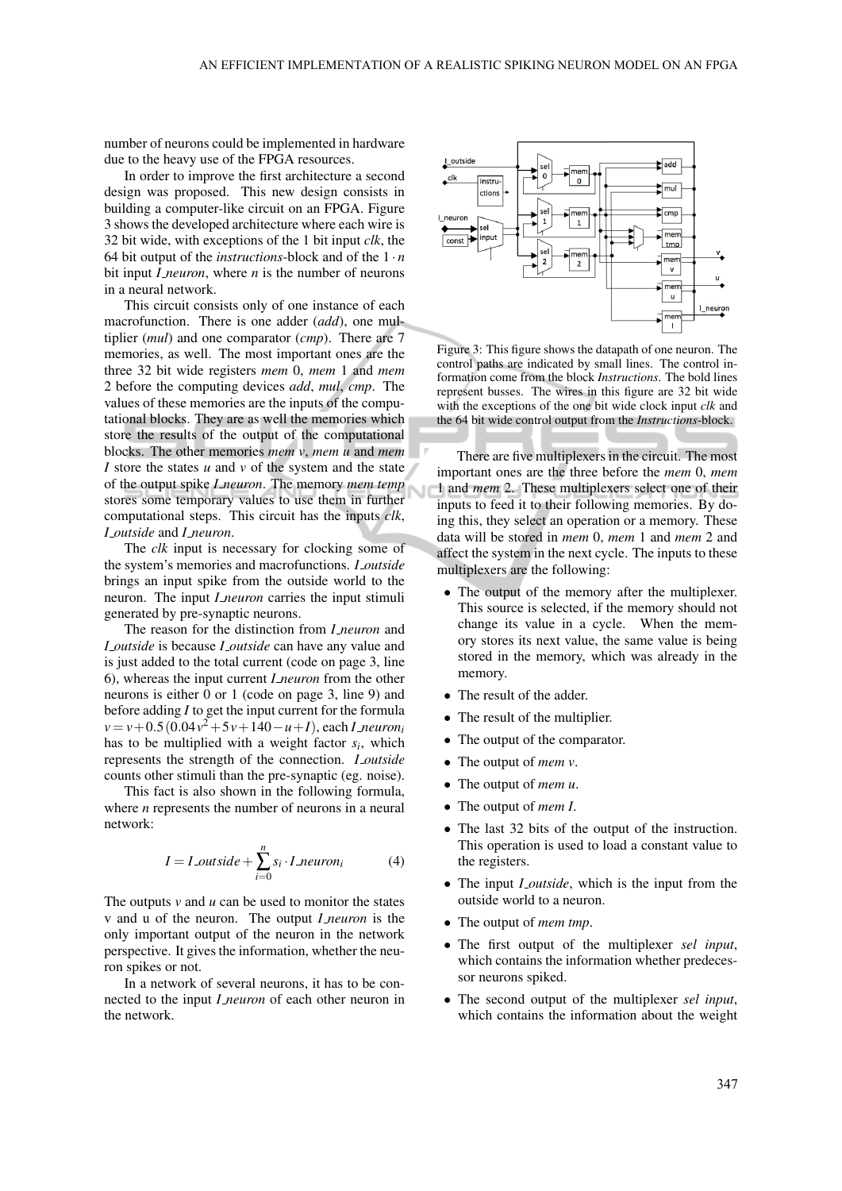number of neurons could be implemented in hardware due to the heavy use of the FPGA resources.

In order to improve the first architecture a second design was proposed. This new design consists in building a computer-like circuit on an FPGA. Figure 3 shows the developed architecture where each wire is 32 bit wide, with exceptions of the 1 bit input *clk*, the 64 bit output of the *instructions*-block and of the $1 \cdot n$ bit input *I_neuron*, where *n* is the number of neurons in a neural network.

This circuit consists only of one instance of each macrofunction. There is one adder (*add*), one multiplier (*mul*) and one comparator (*cmp*). There are 7 memories, as well. The most important ones are the three 32 bit wide registers *mem* 0, *mem* 1 and *mem* 2 before the computing devices *add*, *mul*, *cmp*. The values of these memories are the inputs of the computational blocks. They are as well the memories which store the results of the output of the computational blocks. The other memories *mem v*, *mem u* and *mem I* store the states *u* and *v* of the system and the state of the output spike *I_neuron*. The memory *mem temp* stores some temporary values to use them in further computational steps. This circuit has the inputs *clk*, *I_outside* and *I_neuron*.

The *clk* input is necessary for clocking some of the system's memories and macrofunctions. *I_outside* brings an input spike from the outside world to the neuron. The input *I_neuron* carries the input stimuli generated by pre-synaptic neurons.

The reason for the distinction from *I_neuron* and *I_outside* is because *I_outside* can have any value and is just added to the total current (code on page 3, line 6), whereas the input current *I_neuron* from the other neurons is either 0 or 1 (code on page 3, line 9) and before adding *I* to get the input current for the formula $v = v + 0.5\,(0.04v^2 + 5v + 140 - u + I)$, each $I\_neuron_i$ has to be multiplied with a weight factor $s_i$, which represents the strength of the connection. *I_outside* counts other stimuli than the pre-synaptic (eg. noise).

This fact is also shown in the following formula, where *n* represents the number of neurons in a neural network:

$$I = I\_outside + \sum_{i=0}^{n} s_i \cdot I\_neuron_i \qquad (4)$$

The outputs *v* and *u* can be used to monitor the states v and u of the neuron. The output *I_neuron* is the only important output of the neuron in the network perspective. It gives the information, whether the neuron spikes or not.

In a network of several neurons, it has to be connected to the input *I_neuron* of each other neuron in the network.

Figure 3: This figure shows the datapath of one neuron. The control paths are indicated by small lines. The control information come from the block *Instructions*. The bold lines represent busses. The wires in this figure are 32 bit wide with the exceptions of the one bit wide clock input *clk* and the 64 bit wide control output from the *Instructions*-block.

There are five multiplexers in the circuit. The most important ones are the three before the *mem* 0, *mem* 1 and *mem* 2. These multiplexers select one of their inputs to feed it to their following memories. By doing this, they select an operation or a memory. These data will be stored in *mem* 0, *mem* 1 and *mem* 2 and affect the system in the next cycle. The inputs to these multiplexers are the following:

- The output of the memory after the multiplexer. This source is selected, if the memory should not change its value in a cycle. When the memory stores its next value, the same value is being stored in the memory, which was already in the memory.
- The result of the adder.
- The result of the multiplier.
- The output of the comparator.
- The output of *mem v*.
- The output of *mem u*.
- The output of *mem I*.
- The last 32 bits of the output of the instruction. This operation is used to load a constant value to the registers.
- The input *I_outside*, which is the input from the outside world to a neuron.
- The output of *mem tmp*.
- The first output of the multiplexer *sel input*, which contains the information whether predecessor neurons spiked.
- The second output of the multiplexer *sel input*, which contains the information about the weight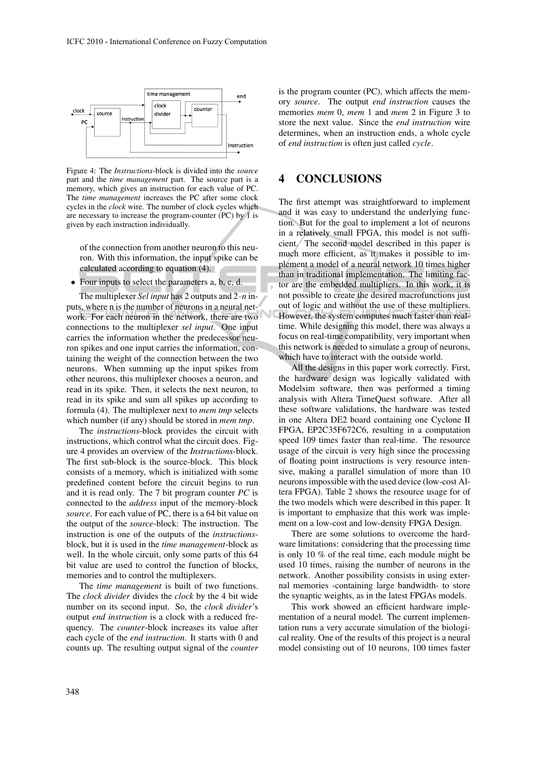Figure 4: The *Instructions*-block is divided into the *source* part and the *time management* part. The source part is a memory, which gives an instruction for each value of PC. The *time management* increases the PC after some clock cycles in the *clock* wire. The number of clock cycles which are necessary to increase the program-counter (PC) by 1 is given by each instruction individually.

of the connection from another neuron to this neuron. With this information, the input spike can be calculated according to equation (4).

- Four inputs to select the parameters a, b, c, d.

The multiplexer *Sel input* has 2 outputs and $2 \cdot n$ inputs, where n is the number of neurons in a neural network. For each neuron in the network, there are two connections to the multiplexer *sel input*. One input carries the information whether the predecessor neuron spikes and one input carries the information, containing the weight of the connection between the two neurons. When summing up the input spikes from other neurons, this multiplexer chooses a neuron, and read in its spike. Then, it selects the next neuron, to read in its spike and sum all spikes up according to formula (4). The multiplexer next to *mem tmp* selects which number (if any) should be stored in *mem tmp*.

The *instructions*-block provides the circuit with instructions, which control what the circuit does. Figure 4 provides an overview of the *Instructions*-block. The first sub-block is the source-block. This block consists of a memory, which is initialized with some predefined content before the circuit begins to run and it is read only. The 7 bit program counter *PC* is connected to the *address* input of the memory-block *source*. For each value of PC, there is a 64 bit value on the output of the *source*-block: The instruction. The instruction is one of the outputs of the *instructions*-block, but it is used in the *time management*-block as well. In the whole circuit, only some parts of this 64 bit value are used to control the function of blocks, memories and to control the multiplexers.

The *time management* is built of two functions. The *clock divider* divides the *clock* by the 4 bit wide number on its second input. So, the *clock divider*'s output *end instruction* is a clock with a reduced frequency. The *counter*-block increases its value after each cycle of the *end instruction*. It starts with 0 and counts up. The resulting output signal of the *counter* is the program counter (PC), which affects the memory *source*. The output *end instruction* causes the memories *mem* 0, *mem* 1 and *mem* 2 in Figure 3 to store the next value. Since the *end instruction* wire determines, when an instruction ends, a whole cycle of *end instruction* is often just called *cycle*.

# 4 CONCLUSIONS

The first attempt was straightforward to implement and it was easy to understand the underlying function. But for the goal to implement a lot of neurons in a relatively small FPGA, this model is not sufficient. The second model described in this paper is much more efficient, as it makes it possible to implement a model of a neural network 10 times higher than in traditional implementation. The limiting factor are the embedded multipliers. In this work, it is not possible to create the desired macrofunctions just out of logic and without the use of these multipliers. However, the system computes much faster than realtime. While designing this model, there was always a focus on real-time compatibility, very important when this network is needed to simulate a group of neurons, which have to interact with the outside world.

All the designs in this paper work correctly. First, the hardware design was logically validated with Modelsim software, then was performed a timing analysis with Altera TimeQuest software. After all these software validations, the hardware was tested in one Altera DE2 board containing one Cyclone II FPGA, EP2C35F672C6, resulting in a computation speed 109 times faster than real-time. The resource usage of the circuit is very high since the processing of floating point instructions is very resource intensive, making a parallel simulation of more than 10 neurons impossible with the used device (low-cost Altera FPGA). Table 2 shows the resource usage for of the two models which were described in this paper. It is important to emphasize that this work was implement on a low-cost and low-density FPGA Design.

There are some solutions to overcome the hardware limitations: considering that the processing time is only 10 % of the real time, each module might be used 10 times, raising the number of neurons in the network. Another possibility consists in using external memories -containing large bandwidth- to store the synaptic weights, as in the latest FPGAs models.

This work showed an efficient hardware implementation of a neural model. The current implementation runs a very accurate simulation of the biological reality. One of the results of this project is a neural model consisting out of 10 neurons, 100 times faster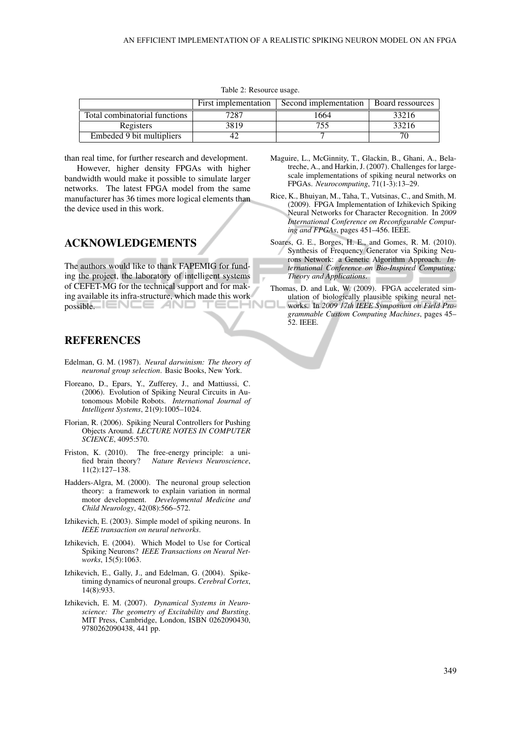Table 2: Resource usage.

| | First implementation | Second implementation | Board ressources |
|---|---|---|---|
| Total combinatorial functions | 7287 | 1664 | 33216 |
| Registers | 3819 | 755 | 33216 |
| Embeded 9 bit multipliers | 42 | 7 | 70 |

than real time, for further research and development.

However, higher density FPGAs with higher bandwidth would make it possible to simulate larger networks. The latest FPGA model from the same manufacturer has 36 times more logical elements than the device used in this work.

## ACKNOWLEDGEMENTS

The authors would like to thank FAPEMIG for funding the project, the laboratory of intelligent systems of CEFET-MG for the technical support and for making available its infra-structure, which made this work possible.

## REFERENCES

Edelman, G. M. (1987). *Neural darwinism: The theory of neuronal group selection*. Basic Books, New York.

Floreano, D., Epars, Y., Zufferey, J., and Mattiussi, C. (2006). Evolution of Spiking Neural Circuits in Autonomous Mobile Robots. *International Journal of Intelligent Systems*, 21(9):1005–1024.

Florian, R. (2006). Spiking Neural Controllers for Pushing Objects Around. *LECTURE NOTES IN COMPUTER SCIENCE*, 4095:570.

Friston, K. (2010). The free-energy principle: a unified brain theory? *Nature Reviews Neuroscience*, 11(2):127–138.

Hadders-Algra, M. (2000). The neuronal group selection theory: a framework to explain variation in normal motor development. *Developmental Medicine and Child Neurology*, 42(08):566–572.

Izhikevich, E. (2003). Simple model of spiking neurons. In *IEEE transaction on neural networks*.

Izhikevich, E. (2004). Which Model to Use for Cortical Spiking Neurons? *IEEE Transactions on Neural Networks*, 15(5):1063.

Izhikevich, E., Gally, J., and Edelman, G. (2004). Spike-timing dynamics of neuronal groups. *Cerebral Cortex*, 14(8):933.

Izhikevich, E. M. (2007). *Dynamical Systems in Neuroscience: The geometry of Excitability and Bursting*. MIT Press, Cambridge, London, ISBN 0262090430, 9780262090438, 441 pp.

Maguire, L., McGinnity, T., Glackin, B., Ghani, A., Belatreche, A., and Harkin, J. (2007). Challenges for large-scale implementations of spiking neural networks on FPGAs. *Neurocomputing*, 71(1-3):13–29.

Rice, K., Bhuiyan, M., Taha, T., Vutsinas, C., and Smith, M. (2009). FPGA Implementation of Izhikevich Spiking Neural Networks for Character Recognition. In *2009 International Conference on Reconfigurable Computing and FPGAs*, pages 451–456. IEEE.

Soares, G. E., Borges, H. E., and Gomes, R. M. (2010). Synthesis of Frequency Generator via Spiking Neurons Network: a Genetic Algorithm Approach. *International Conference on Bio-Inspired Computing: Theory and Applications*.

Thomas, D. and Luk, W. (2009). FPGA accelerated simulation of biologically plausible spiking neural networks. In *2009 17th IEEE Symposium on Field Programmable Custom Computing Machines*, pages 45–52. IEEE.